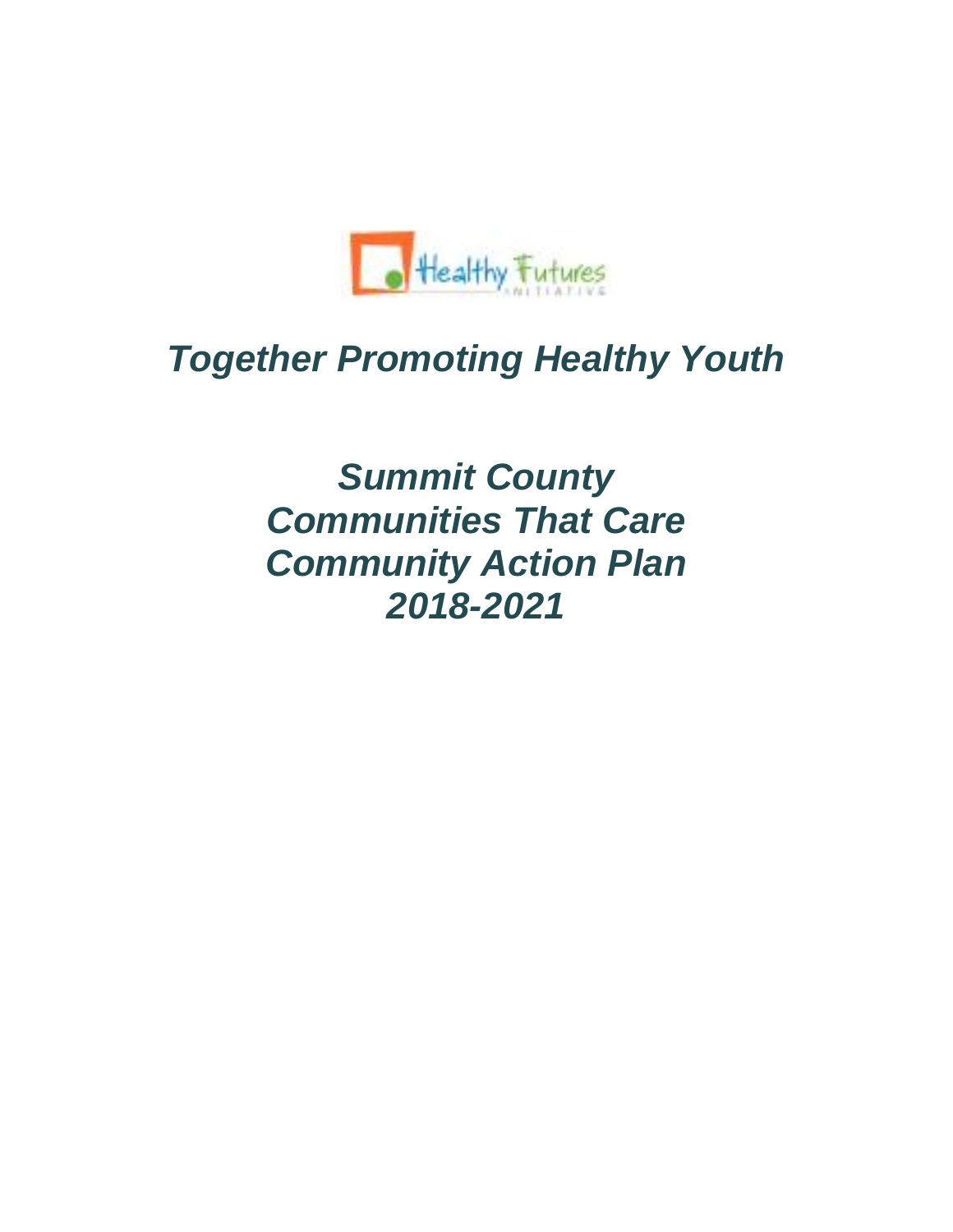Healthy Futures Initiative

# *Together Promoting Healthy Youth*

# *Summit County Communities That Care Community Action Plan 2018-2021*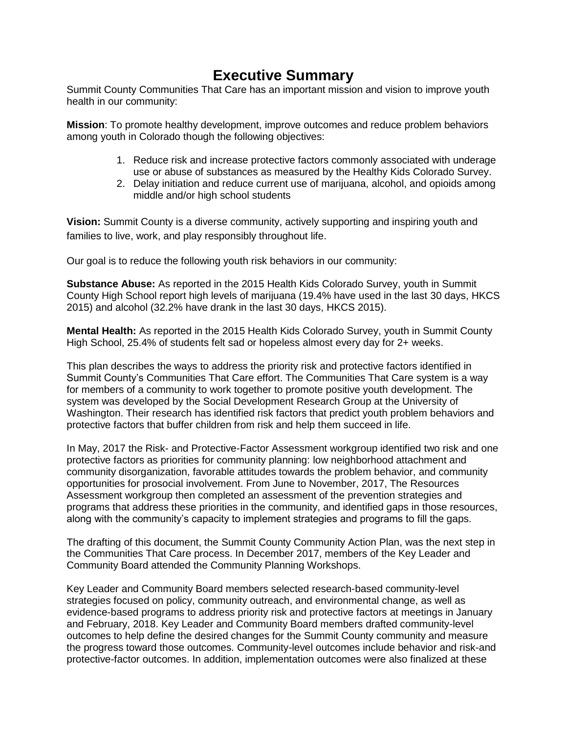# Executive Summary

Summit County Communities That Care has an important mission and vision to improve youth health in our community:

**Mission**: To promote healthy development, improve outcomes and reduce problem behaviors among youth in Colorado though the following objectives:

1. Reduce risk and increase protective factors commonly associated with underage use or abuse of substances as measured by the Healthy Kids Colorado Survey.
2. Delay initiation and reduce current use of marijuana, alcohol, and opioids among middle and/or high school students

**Vision:** Summit County is a diverse community, actively supporting and inspiring youth and families to live, work, and play responsibly throughout life.

Our goal is to reduce the following youth risk behaviors in our community:

**Substance Abuse:** As reported in the 2015 Health Kids Colorado Survey, youth in Summit County High School report high levels of marijuana (19.4% have used in the last 30 days, HKCS 2015) and alcohol (32.2% have drank in the last 30 days, HKCS 2015).

**Mental Health:** As reported in the 2015 Health Kids Colorado Survey, youth in Summit County High School, 25.4% of students felt sad or hopeless almost every day for 2+ weeks.

This plan describes the ways to address the priority risk and protective factors identified in Summit County's Communities That Care effort. The Communities That Care system is a way for members of a community to work together to promote positive youth development. The system was developed by the Social Development Research Group at the University of Washington. Their research has identified risk factors that predict youth problem behaviors and protective factors that buffer children from risk and help them succeed in life.

In May, 2017 the Risk- and Protective-Factor Assessment workgroup identified two risk and one protective factors as priorities for community planning: low neighborhood attachment and community disorganization, favorable attitudes towards the problem behavior, and community opportunities for prosocial involvement. From June to November, 2017, The Resources Assessment workgroup then completed an assessment of the prevention strategies and programs that address these priorities in the community, and identified gaps in those resources, along with the community's capacity to implement strategies and programs to fill the gaps.

The drafting of this document, the Summit County Community Action Plan, was the next step in the Communities That Care process. In December 2017, members of the Key Leader and Community Board attended the Community Planning Workshops.

Key Leader and Community Board members selected research-based community-level strategies focused on policy, community outreach, and environmental change, as well as evidence-based programs to address priority risk and protective factors at meetings in January and February, 2018. Key Leader and Community Board members drafted community-level outcomes to help define the desired changes for the Summit County community and measure the progress toward those outcomes. Community-level outcomes include behavior and risk-and protective-factor outcomes. In addition, implementation outcomes were also finalized at these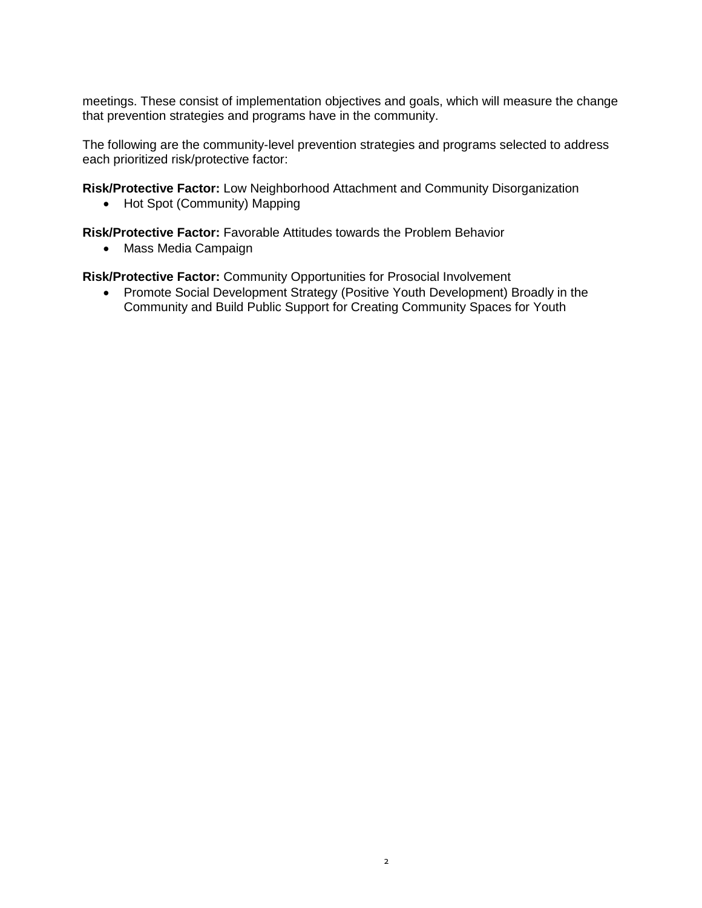meetings. These consist of implementation objectives and goals, which will measure the change that prevention strategies and programs have in the community.

The following are the community-level prevention strategies and programs selected to address each prioritized risk/protective factor:

**Risk/Protective Factor:** Low Neighborhood Attachment and Community Disorganization

- Hot Spot (Community) Mapping

**Risk/Protective Factor:** Favorable Attitudes towards the Problem Behavior

- Mass Media Campaign

**Risk/Protective Factor:** Community Opportunities for Prosocial Involvement

- Promote Social Development Strategy (Positive Youth Development) Broadly in the Community and Build Public Support for Creating Community Spaces for Youth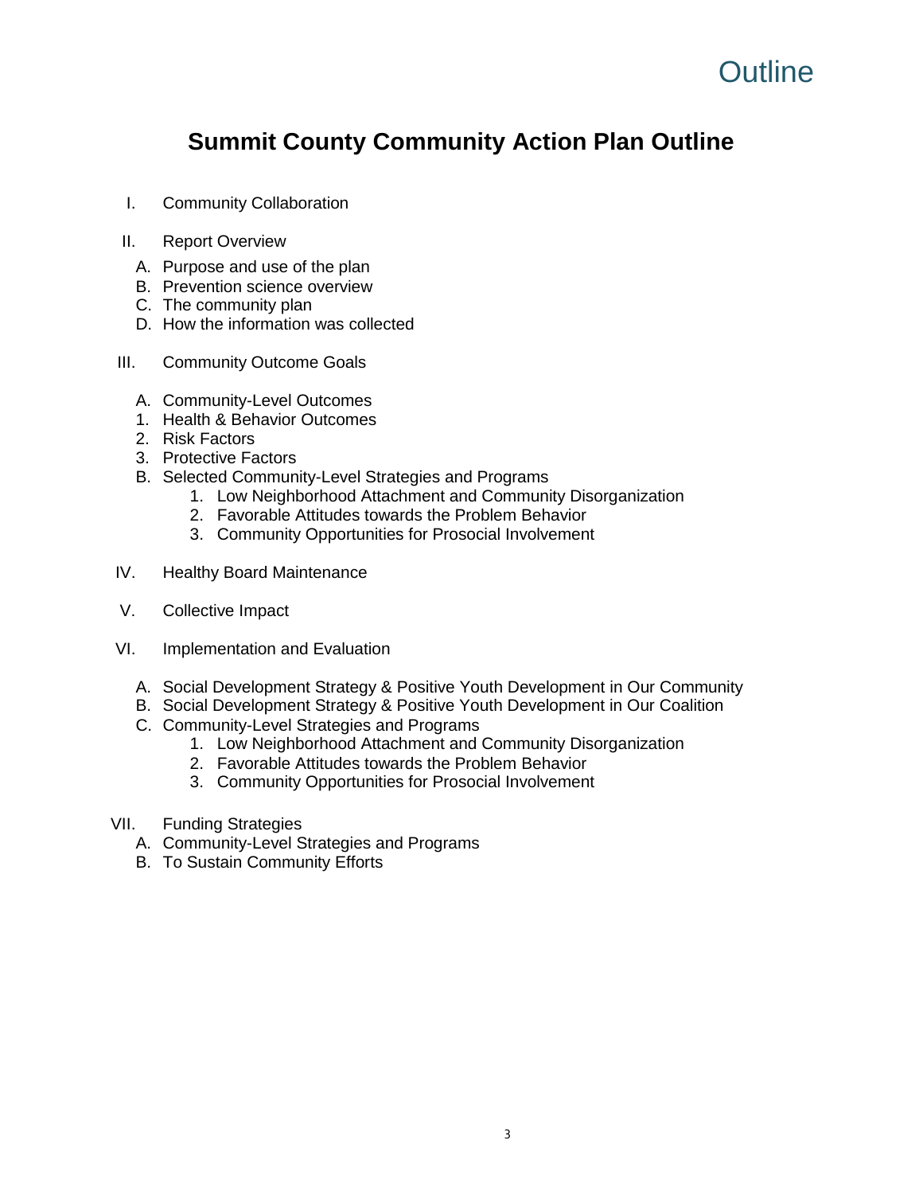# Outline

## Summit County Community Action Plan Outline

I. Community Collaboration

II. Report Overview
   A. Purpose and use of the plan
   B. Prevention science overview
   C. The community plan
   D. How the information was collected

III. Community Outcome Goals
   A. Community-Level Outcomes
   1. Health & Behavior Outcomes
   2. Risk Factors
   3. Protective Factors
   B. Selected Community-Level Strategies and Programs
      1. Low Neighborhood Attachment and Community Disorganization
      2. Favorable Attitudes towards the Problem Behavior
      3. Community Opportunities for Prosocial Involvement

IV. Healthy Board Maintenance

V. Collective Impact

VI. Implementation and Evaluation
   A. Social Development Strategy & Positive Youth Development in Our Community
   B. Social Development Strategy & Positive Youth Development in Our Coalition
   C. Community-Level Strategies and Programs
      1. Low Neighborhood Attachment and Community Disorganization
      2. Favorable Attitudes towards the Problem Behavior
      3. Community Opportunities for Prosocial Involvement

VII. Funding Strategies
   A. Community-Level Strategies and Programs
   B. To Sustain Community Efforts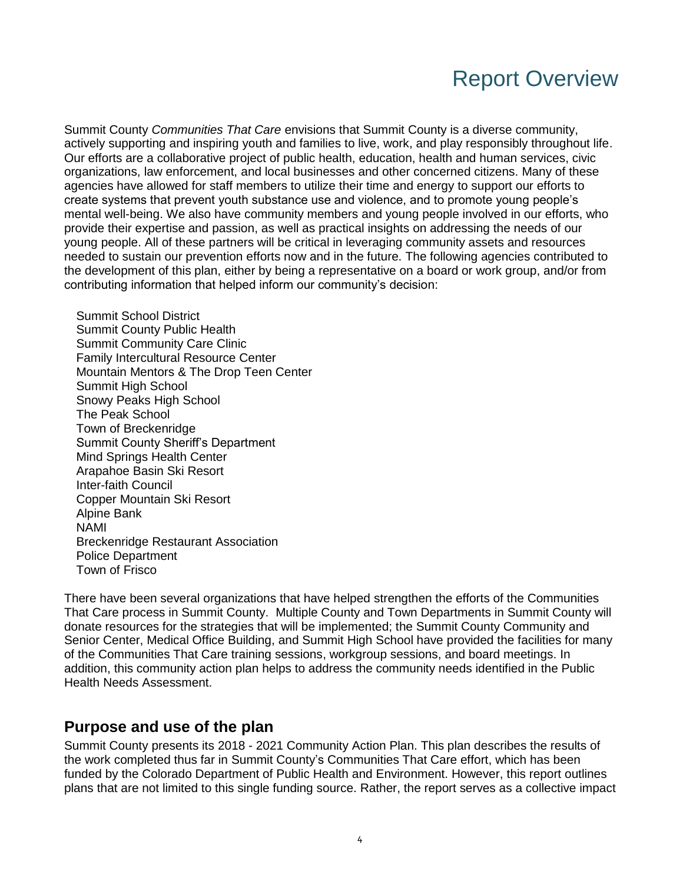# Report Overview

Summit County *Communities That Care* envisions that Summit County is a diverse community, actively supporting and inspiring youth and families to live, work, and play responsibly throughout life. Our efforts are a collaborative project of public health, education, health and human services, civic organizations, law enforcement, and local businesses and other concerned citizens. Many of these agencies have allowed for staff members to utilize their time and energy to support our efforts to create systems that prevent youth substance use and violence, and to promote young people's mental well-being. We also have community members and young people involved in our efforts, who provide their expertise and passion, as well as practical insights on addressing the needs of our young people. All of these partners will be critical in leveraging community assets and resources needed to sustain our prevention efforts now and in the future. The following agencies contributed to the development of this plan, either by being a representative on a board or work group, and/or from contributing information that helped inform our community's decision:

Summit School District
Summit County Public Health
Summit Community Care Clinic
Family Intercultural Resource Center
Mountain Mentors & The Drop Teen Center
Summit High School
Snowy Peaks High School
The Peak School
Town of Breckenridge
Summit County Sheriff's Department
Mind Springs Health Center
Arapahoe Basin Ski Resort
Inter-faith Council
Copper Mountain Ski Resort
Alpine Bank
NAMI
Breckenridge Restaurant Association
Police Department
Town of Frisco

There have been several organizations that have helped strengthen the efforts of the Communities That Care process in Summit County. Multiple County and Town Departments in Summit County will donate resources for the strategies that will be implemented; the Summit County Community and Senior Center, Medical Office Building, and Summit High School have provided the facilities for many of the Communities That Care training sessions, workgroup sessions, and board meetings. In addition, this community action plan helps to address the community needs identified in the Public Health Needs Assessment.

## Purpose and use of the plan

Summit County presents its 2018 - 2021 Community Action Plan. This plan describes the results of the work completed thus far in Summit County's Communities That Care effort, which has been funded by the Colorado Department of Public Health and Environment. However, this report outlines plans that are not limited to this single funding source. Rather, the report serves as a collective impact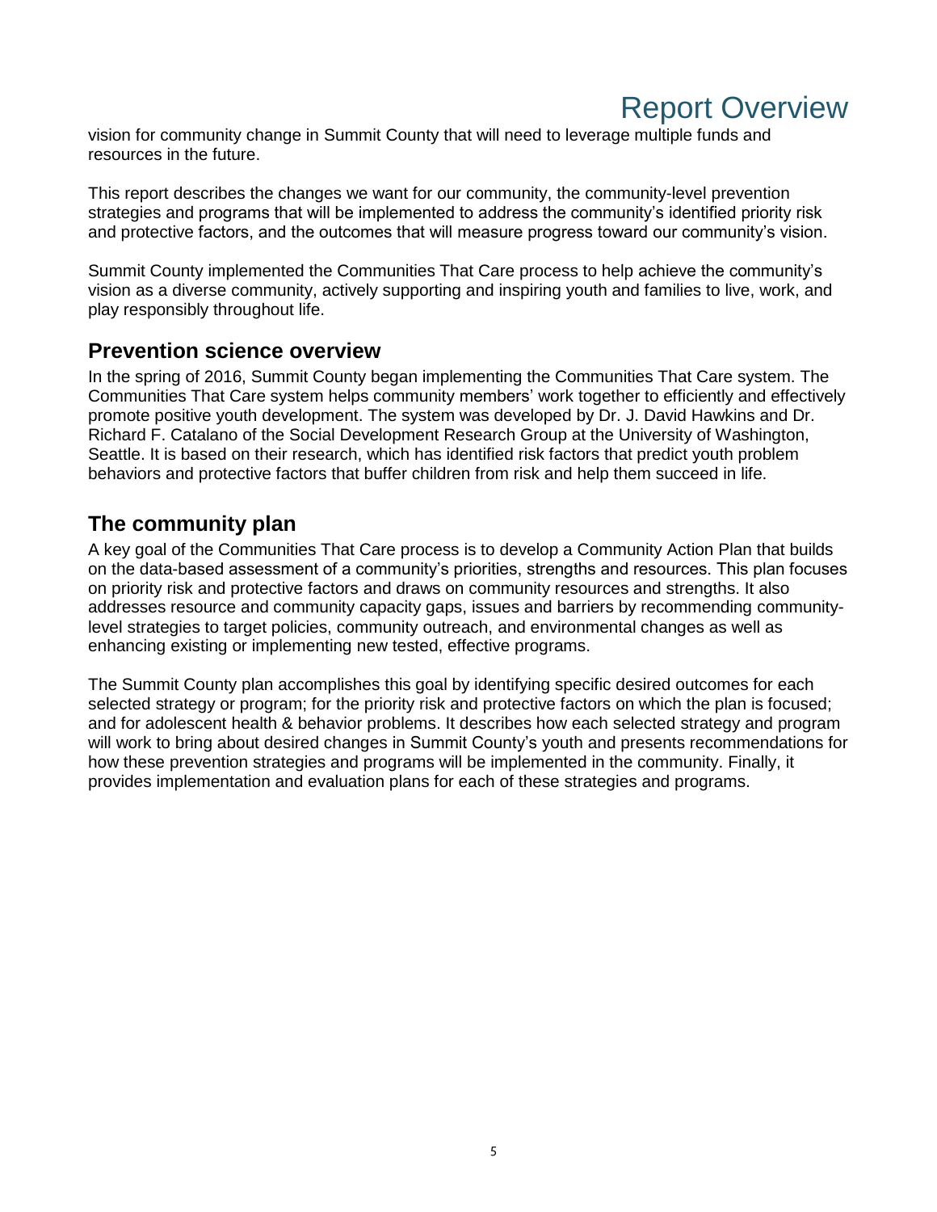vision for community change in Summit County that will need to leverage multiple funds and resources in the future.

This report describes the changes we want for our community, the community-level prevention strategies and programs that will be implemented to address the community's identified priority risk and protective factors, and the outcomes that will measure progress toward our community's vision.

Summit County implemented the Communities That Care process to help achieve the community's vision as a diverse community, actively supporting and inspiring youth and families to live, work, and play responsibly throughout life.

## Prevention science overview

In the spring of 2016, Summit County began implementing the Communities That Care system. The Communities That Care system helps community members' work together to efficiently and effectively promote positive youth development. The system was developed by Dr. J. David Hawkins and Dr. Richard F. Catalano of the Social Development Research Group at the University of Washington, Seattle. It is based on their research, which has identified risk factors that predict youth problem behaviors and protective factors that buffer children from risk and help them succeed in life.

## The community plan

A key goal of the Communities That Care process is to develop a Community Action Plan that builds on the data-based assessment of a community's priorities, strengths and resources. This plan focuses on priority risk and protective factors and draws on community resources and strengths. It also addresses resource and community capacity gaps, issues and barriers by recommending community-level strategies to target policies, community outreach, and environmental changes as well as enhancing existing or implementing new tested, effective programs.

The Summit County plan accomplishes this goal by identifying specific desired outcomes for each selected strategy or program; for the priority risk and protective factors on which the plan is focused; and for adolescent health & behavior problems. It describes how each selected strategy and program will work to bring about desired changes in Summit County's youth and presents recommendations for how these prevention strategies and programs will be implemented in the community. Finally, it provides implementation and evaluation plans for each of these strategies and programs.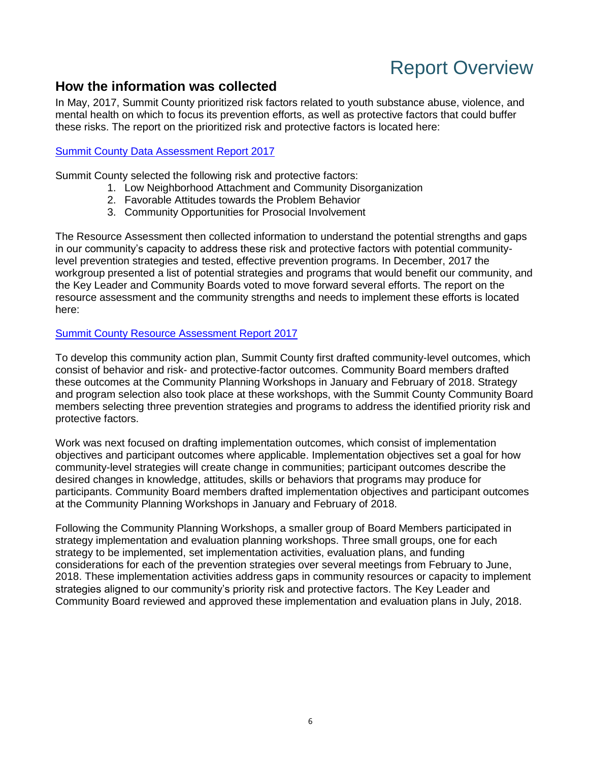# Report Overview

## How the information was collected

In May, 2017, Summit County prioritized risk factors related to youth substance abuse, violence, and mental health on which to focus its prevention efforts, as well as protective factors that could buffer these risks. The report on the prioritized risk and protective factors is located here:

[Summit County Data Assessment Report 2017]

Summit County selected the following risk and protective factors:

1. Low Neighborhood Attachment and Community Disorganization
2. Favorable Attitudes towards the Problem Behavior
3. Community Opportunities for Prosocial Involvement

The Resource Assessment then collected information to understand the potential strengths and gaps in our community's capacity to address these risk and protective factors with potential community-level prevention strategies and tested, effective prevention programs. In December, 2017 the workgroup presented a list of potential strategies and programs that would benefit our community, and the Key Leader and Community Boards voted to move forward several efforts. The report on the resource assessment and the community strengths and needs to implement these efforts is located here:

[Summit County Resource Assessment Report 2017]

To develop this community action plan, Summit County first drafted community-level outcomes, which consist of behavior and risk- and protective-factor outcomes. Community Board members drafted these outcomes at the Community Planning Workshops in January and February of 2018. Strategy and program selection also took place at these workshops, with the Summit County Community Board members selecting three prevention strategies and programs to address the identified priority risk and protective factors.

Work was next focused on drafting implementation outcomes, which consist of implementation objectives and participant outcomes where applicable. Implementation objectives set a goal for how community-level strategies will create change in communities; participant outcomes describe the desired changes in knowledge, attitudes, skills or behaviors that programs may produce for participants. Community Board members drafted implementation objectives and participant outcomes at the Community Planning Workshops in January and February of 2018.

Following the Community Planning Workshops, a smaller group of Board Members participated in strategy implementation and evaluation planning workshops. Three small groups, one for each strategy to be implemented, set implementation activities, evaluation plans, and funding considerations for each of the prevention strategies over several meetings from February to June, 2018. These implementation activities address gaps in community resources or capacity to implement strategies aligned to our community's priority risk and protective factors. The Key Leader and Community Board reviewed and approved these implementation and evaluation plans in July, 2018.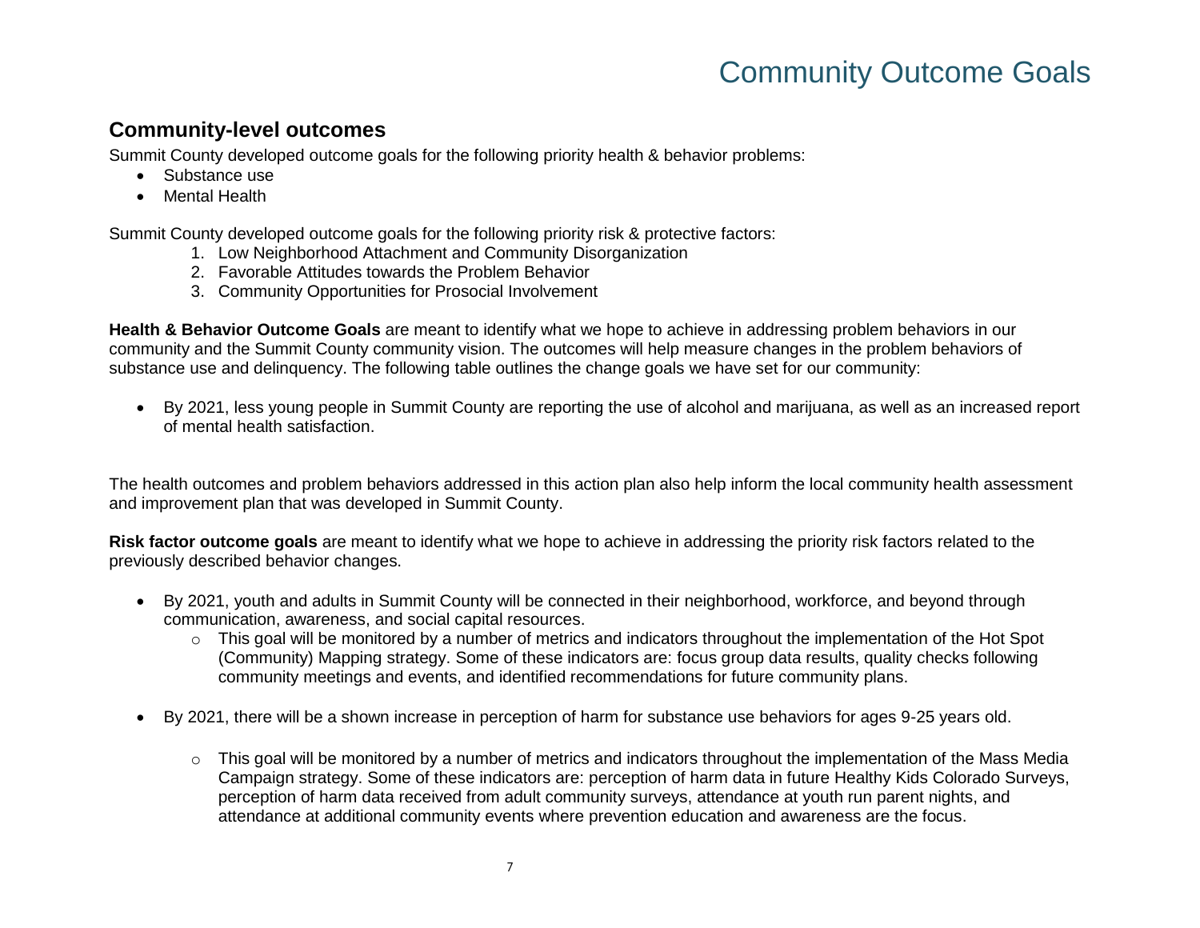# Community Outcome Goals

## Community-level outcomes

Summit County developed outcome goals for the following priority health & behavior problems:

- Substance use
- Mental Health

Summit County developed outcome goals for the following priority risk & protective factors:

1. Low Neighborhood Attachment and Community Disorganization
2. Favorable Attitudes towards the Problem Behavior
3. Community Opportunities for Prosocial Involvement

**Health & Behavior Outcome Goals** are meant to identify what we hope to achieve in addressing problem behaviors in our community and the Summit County community vision. The outcomes will help measure changes in the problem behaviors of substance use and delinquency. The following table outlines the change goals we have set for our community:

- By 2021, less young people in Summit County are reporting the use of alcohol and marijuana, as well as an increased report of mental health satisfaction.

The health outcomes and problem behaviors addressed in this action plan also help inform the local community health assessment and improvement plan that was developed in Summit County.

**Risk factor outcome goals** are meant to identify what we hope to achieve in addressing the priority risk factors related to the previously described behavior changes.

- By 2021, youth and adults in Summit County will be connected in their neighborhood, workforce, and beyond through communication, awareness, and social capital resources.
    - This goal will be monitored by a number of metrics and indicators throughout the implementation of the Hot Spot (Community) Mapping strategy. Some of these indicators are: focus group data results, quality checks following community meetings and events, and identified recommendations for future community plans.
- By 2021, there will be a shown increase in perception of harm for substance use behaviors for ages 9-25 years old.
    - This goal will be monitored by a number of metrics and indicators throughout the implementation of the Mass Media Campaign strategy. Some of these indicators are: perception of harm data in future Healthy Kids Colorado Surveys, perception of harm data received from adult community surveys, attendance at youth run parent nights, and attendance at additional community events where prevention education and awareness are the focus.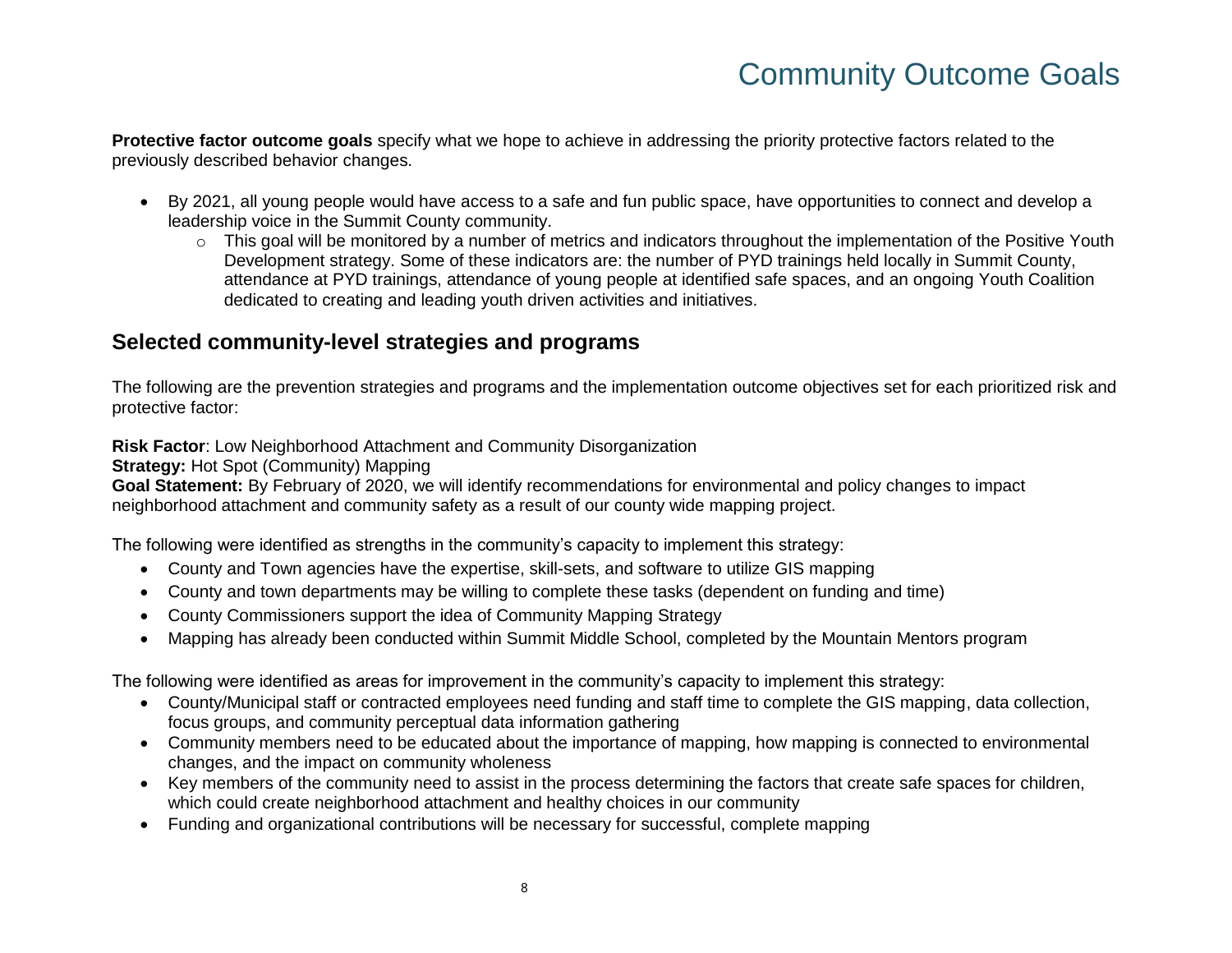# Community Outcome Goals

**Protective factor outcome goals** specify what we hope to achieve in addressing the priority protective factors related to the previously described behavior changes.

- By 2021, all young people would have access to a safe and fun public space, have opportunities to connect and develop a leadership voice in the Summit County community.
  - This goal will be monitored by a number of metrics and indicators throughout the implementation of the Positive Youth Development strategy. Some of these indicators are: the number of PYD trainings held locally in Summit County, attendance at PYD trainings, attendance of young people at identified safe spaces, and an ongoing Youth Coalition dedicated to creating and leading youth driven activities and initiatives.

## Selected community-level strategies and programs

The following are the prevention strategies and programs and the implementation outcome objectives set for each prioritized risk and protective factor:

**Risk Factor**: Low Neighborhood Attachment and Community Disorganization
**Strategy:** Hot Spot (Community) Mapping
**Goal Statement:** By February of 2020, we will identify recommendations for environmental and policy changes to impact neighborhood attachment and community safety as a result of our county wide mapping project.

The following were identified as strengths in the community's capacity to implement this strategy:

- County and Town agencies have the expertise, skill-sets, and software to utilize GIS mapping
- County and town departments may be willing to complete these tasks (dependent on funding and time)
- County Commissioners support the idea of Community Mapping Strategy
- Mapping has already been conducted within Summit Middle School, completed by the Mountain Mentors program

The following were identified as areas for improvement in the community's capacity to implement this strategy:

- County/Municipal staff or contracted employees need funding and staff time to complete the GIS mapping, data collection, focus groups, and community perceptual data information gathering
- Community members need to be educated about the importance of mapping, how mapping is connected to environmental changes, and the impact on community wholeness
- Key members of the community need to assist in the process determining the factors that create safe spaces for children, which could create neighborhood attachment and healthy choices in our community
- Funding and organizational contributions will be necessary for successful, complete mapping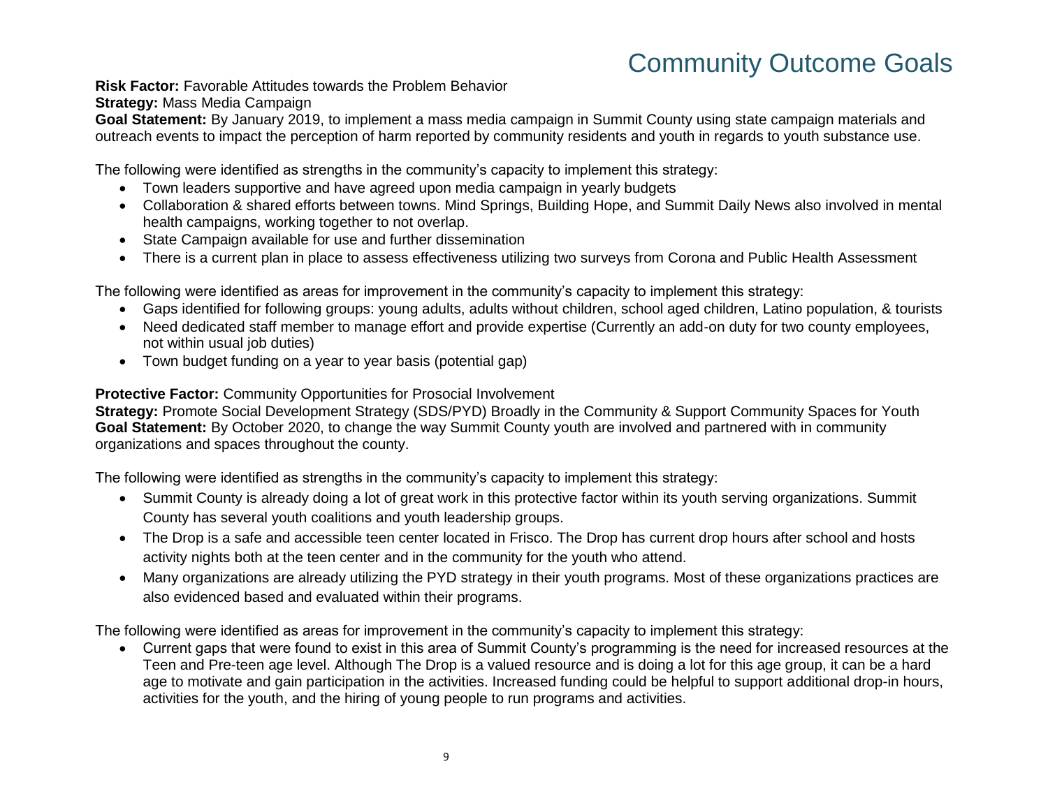# Community Outcome Goals

**Risk Factor:** Favorable Attitudes towards the Problem Behavior
**Strategy:** Mass Media Campaign
**Goal Statement:** By January 2019, to implement a mass media campaign in Summit County using state campaign materials and outreach events to impact the perception of harm reported by community residents and youth in regards to youth substance use.

The following were identified as strengths in the community's capacity to implement this strategy:

- Town leaders supportive and have agreed upon media campaign in yearly budgets
- Collaboration & shared efforts between towns. Mind Springs, Building Hope, and Summit Daily News also involved in mental health campaigns, working together to not overlap.
- State Campaign available for use and further dissemination
- There is a current plan in place to assess effectiveness utilizing two surveys from Corona and Public Health Assessment

The following were identified as areas for improvement in the community's capacity to implement this strategy:

- Gaps identified for following groups: young adults, adults without children, school aged children, Latino population, & tourists
- Need dedicated staff member to manage effort and provide expertise (Currently an add-on duty for two county employees, not within usual job duties)
- Town budget funding on a year to year basis (potential gap)

**Protective Factor:** Community Opportunities for Prosocial Involvement
**Strategy:** Promote Social Development Strategy (SDS/PYD) Broadly in the Community & Support Community Spaces for Youth
**Goal Statement:** By October 2020, to change the way Summit County youth are involved and partnered with in community organizations and spaces throughout the county.

The following were identified as strengths in the community's capacity to implement this strategy:

- Summit County is already doing a lot of great work in this protective factor within its youth serving organizations. Summit County has several youth coalitions and youth leadership groups.
- The Drop is a safe and accessible teen center located in Frisco. The Drop has current drop hours after school and hosts activity nights both at the teen center and in the community for the youth who attend.
- Many organizations are already utilizing the PYD strategy in their youth programs. Most of these organizations practices are also evidenced based and evaluated within their programs.

The following were identified as areas for improvement in the community's capacity to implement this strategy:

- Current gaps that were found to exist in this area of Summit County's programming is the need for increased resources at the Teen and Pre-teen age level. Although The Drop is a valued resource and is doing a lot for this age group, it can be a hard age to motivate and gain participation in the activities. Increased funding could be helpful to support additional drop-in hours, activities for the youth, and the hiring of young people to run programs and activities.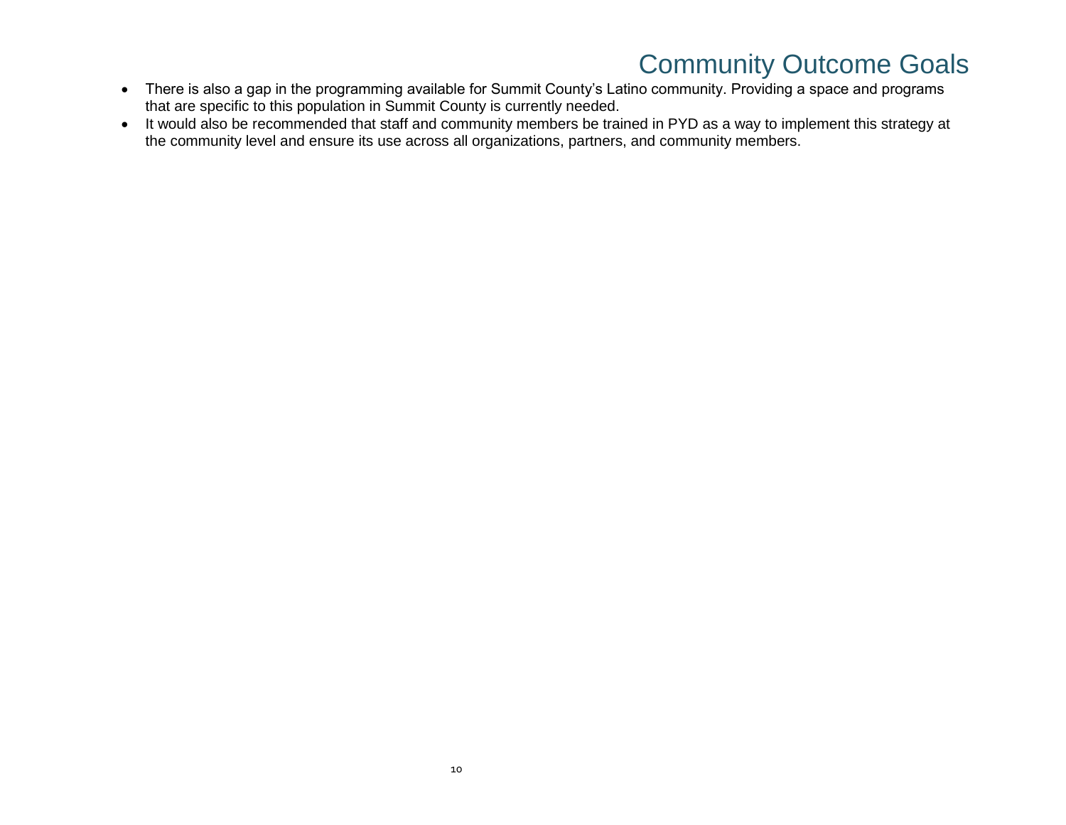# Community Outcome Goals

- There is also a gap in the programming available for Summit County's Latino community. Providing a space and programs that are specific to this population in Summit County is currently needed.
- It would also be recommended that staff and community members be trained in PYD as a way to implement this strategy at the community level and ensure its use across all organizations, partners, and community members.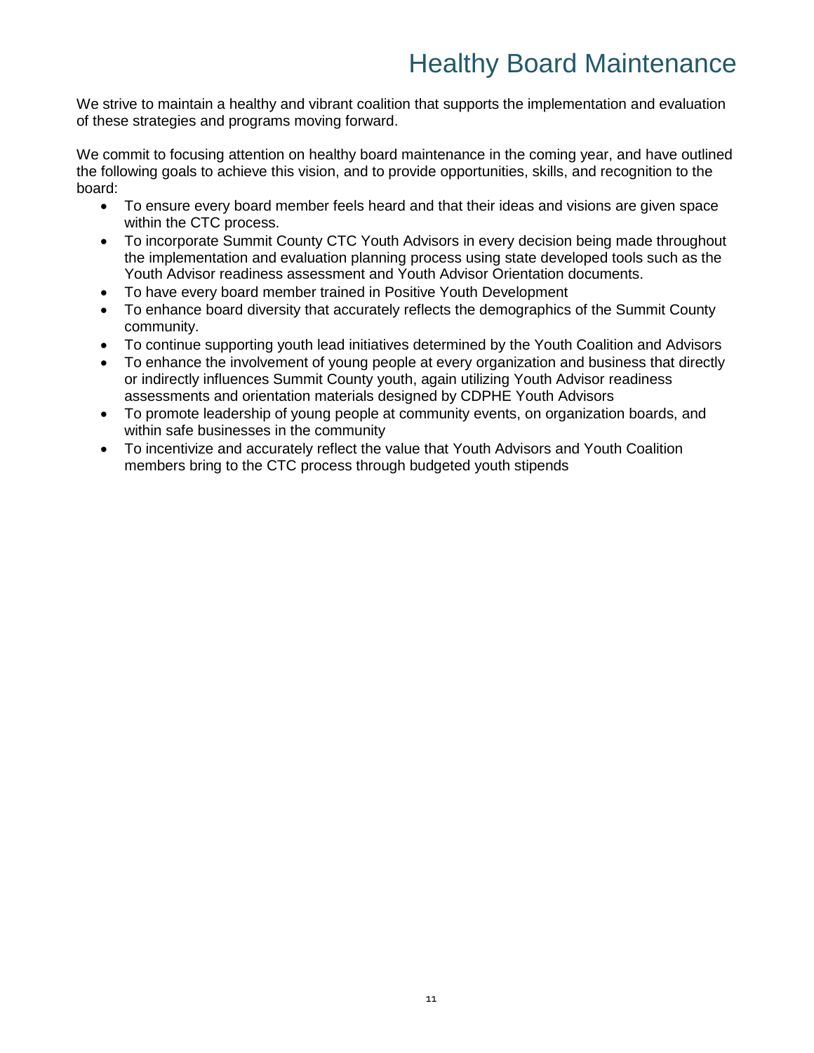# Healthy Board Maintenance

We strive to maintain a healthy and vibrant coalition that supports the implementation and evaluation of these strategies and programs moving forward.

We commit to focusing attention on healthy board maintenance in the coming year, and have outlined the following goals to achieve this vision, and to provide opportunities, skills, and recognition to the board:

- To ensure every board member feels heard and that their ideas and visions are given space within the CTC process.
- To incorporate Summit County CTC Youth Advisors in every decision being made throughout the implementation and evaluation planning process using state developed tools such as the Youth Advisor readiness assessment and Youth Advisor Orientation documents.
- To have every board member trained in Positive Youth Development
- To enhance board diversity that accurately reflects the demographics of the Summit County community.
- To continue supporting youth lead initiatives determined by the Youth Coalition and Advisors
- To enhance the involvement of young people at every organization and business that directly or indirectly influences Summit County youth, again utilizing Youth Advisor readiness assessments and orientation materials designed by CDPHE Youth Advisors
- To promote leadership of young people at community events, on organization boards, and within safe businesses in the community
- To incentivize and accurately reflect the value that Youth Advisors and Youth Coalition members bring to the CTC process through budgeted youth stipends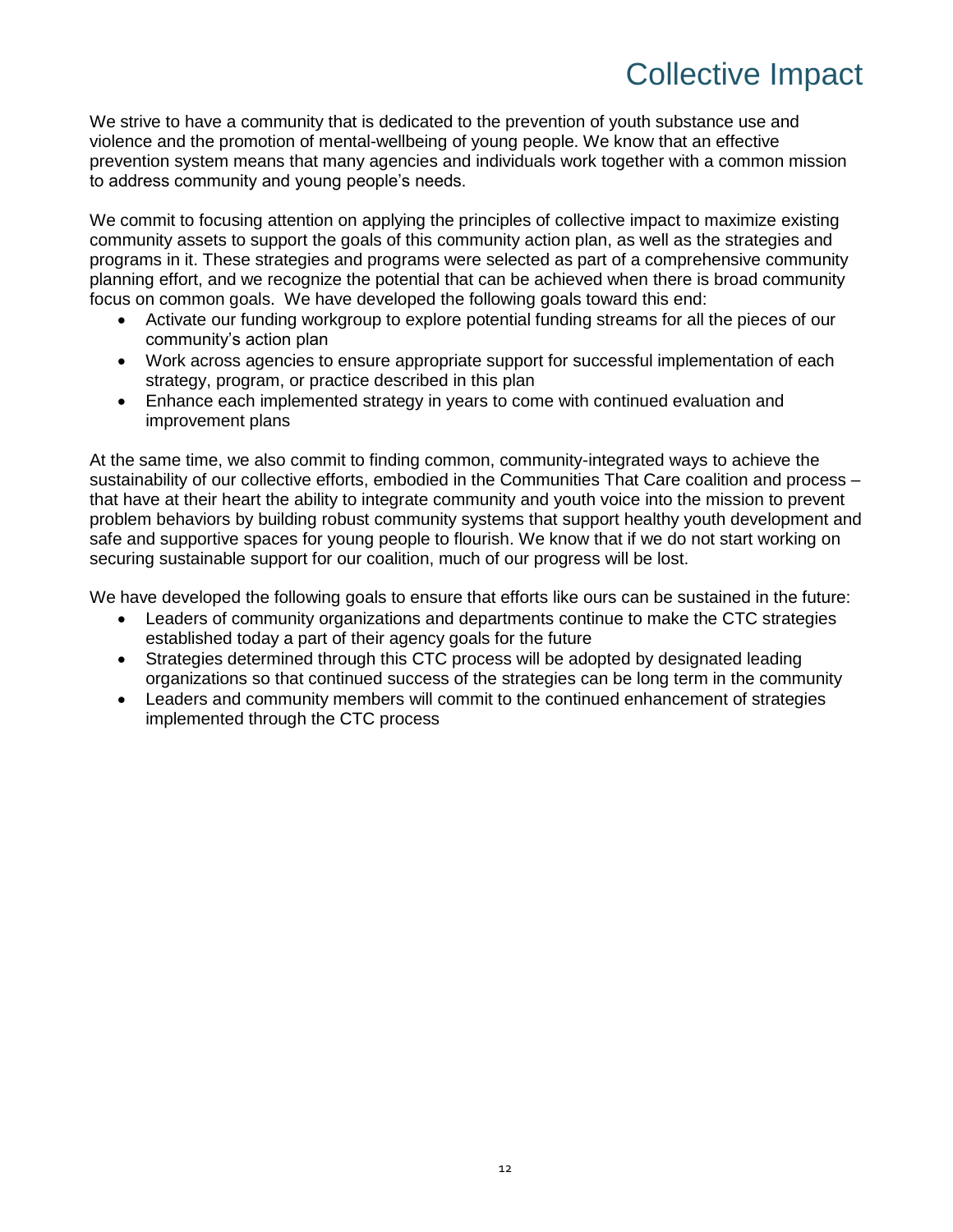# Collective Impact

We strive to have a community that is dedicated to the prevention of youth substance use and violence and the promotion of mental-wellbeing of young people. We know that an effective prevention system means that many agencies and individuals work together with a common mission to address community and young people's needs.

We commit to focusing attention on applying the principles of collective impact to maximize existing community assets to support the goals of this community action plan, as well as the strategies and programs in it. These strategies and programs were selected as part of a comprehensive community planning effort, and we recognize the potential that can be achieved when there is broad community focus on common goals. We have developed the following goals toward this end:

- Activate our funding workgroup to explore potential funding streams for all the pieces of our community's action plan
- Work across agencies to ensure appropriate support for successful implementation of each strategy, program, or practice described in this plan
- Enhance each implemented strategy in years to come with continued evaluation and improvement plans

At the same time, we also commit to finding common, community-integrated ways to achieve the sustainability of our collective efforts, embodied in the Communities That Care coalition and process – that have at their heart the ability to integrate community and youth voice into the mission to prevent problem behaviors by building robust community systems that support healthy youth development and safe and supportive spaces for young people to flourish. We know that if we do not start working on securing sustainable support for our coalition, much of our progress will be lost.

We have developed the following goals to ensure that efforts like ours can be sustained in the future:

- Leaders of community organizations and departments continue to make the CTC strategies established today a part of their agency goals for the future
- Strategies determined through this CTC process will be adopted by designated leading organizations so that continued success of the strategies can be long term in the community
- Leaders and community members will commit to the continued enhancement of strategies implemented through the CTC process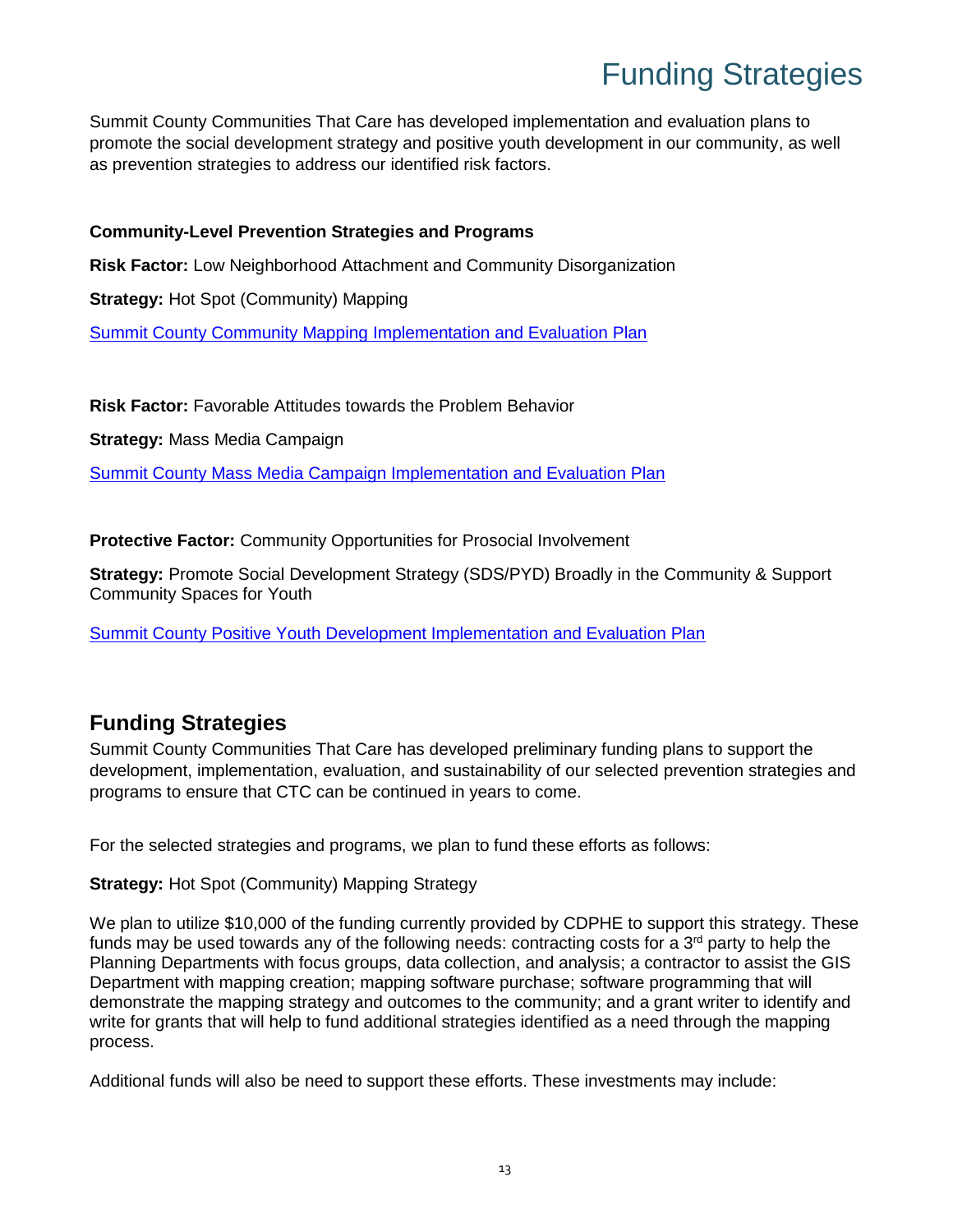# Funding Strategies

Summit County Communities That Care has developed implementation and evaluation plans to promote the social development strategy and positive youth development in our community, as well as prevention strategies to address our identified risk factors.

**Community-Level Prevention Strategies and Programs**

**Risk Factor:** Low Neighborhood Attachment and Community Disorganization

**Strategy:** Hot Spot (Community) Mapping

Summit County Community Mapping Implementation and Evaluation Plan

**Risk Factor:** Favorable Attitudes towards the Problem Behavior

**Strategy:** Mass Media Campaign

Summit County Mass Media Campaign Implementation and Evaluation Plan

**Protective Factor:** Community Opportunities for Prosocial Involvement

**Strategy:** Promote Social Development Strategy (SDS/PYD) Broadly in the Community & Support Community Spaces for Youth

Summit County Positive Youth Development Implementation and Evaluation Plan

## Funding Strategies

Summit County Communities That Care has developed preliminary funding plans to support the development, implementation, evaluation, and sustainability of our selected prevention strategies and programs to ensure that CTC can be continued in years to come.

For the selected strategies and programs, we plan to fund these efforts as follows:

**Strategy:** Hot Spot (Community) Mapping Strategy

We plan to utilize $10,000 of the funding currently provided by CDPHE to support this strategy. These funds may be used towards any of the following needs: contracting costs for a 3rd party to help the Planning Departments with focus groups, data collection, and analysis; a contractor to assist the GIS Department with mapping creation; mapping software purchase; software programming that will demonstrate the mapping strategy and outcomes to the community; and a grant writer to identify and write for grants that will help to fund additional strategies identified as a need through the mapping process.

Additional funds will also be need to support these efforts. These investments may include: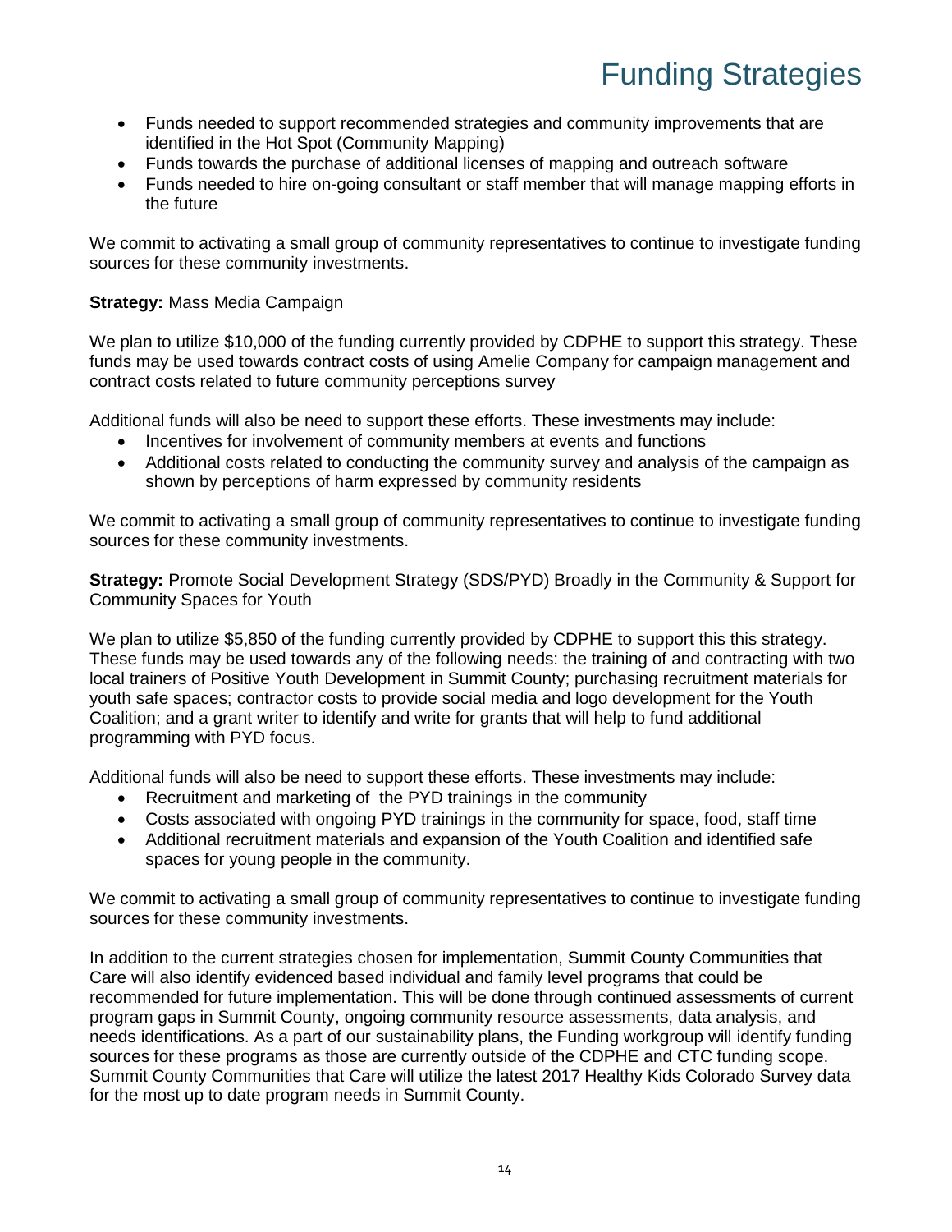# Funding Strategies

- Funds needed to support recommended strategies and community improvements that are identified in the Hot Spot (Community Mapping)
- Funds towards the purchase of additional licenses of mapping and outreach software
- Funds needed to hire on-going consultant or staff member that will manage mapping efforts in the future

We commit to activating a small group of community representatives to continue to investigate funding sources for these community investments.

**Strategy:** Mass Media Campaign

We plan to utilize $10,000 of the funding currently provided by CDPHE to support this strategy. These funds may be used towards contract costs of using Amelie Company for campaign management and contract costs related to future community perceptions survey

Additional funds will also be need to support these efforts. These investments may include:

- Incentives for involvement of community members at events and functions
- Additional costs related to conducting the community survey and analysis of the campaign as shown by perceptions of harm expressed by community residents

We commit to activating a small group of community representatives to continue to investigate funding sources for these community investments.

**Strategy:** Promote Social Development Strategy (SDS/PYD) Broadly in the Community & Support for Community Spaces for Youth

We plan to utilize $5,850 of the funding currently provided by CDPHE to support this this strategy. These funds may be used towards any of the following needs: the training of and contracting with two local trainers of Positive Youth Development in Summit County; purchasing recruitment materials for youth safe spaces; contractor costs to provide social media and logo development for the Youth Coalition; and a grant writer to identify and write for grants that will help to fund additional programming with PYD focus.

Additional funds will also be need to support these efforts. These investments may include:

- Recruitment and marketing of the PYD trainings in the community
- Costs associated with ongoing PYD trainings in the community for space, food, staff time
- Additional recruitment materials and expansion of the Youth Coalition and identified safe spaces for young people in the community.

We commit to activating a small group of community representatives to continue to investigate funding sources for these community investments.

In addition to the current strategies chosen for implementation, Summit County Communities that Care will also identify evidenced based individual and family level programs that could be recommended for future implementation. This will be done through continued assessments of current program gaps in Summit County, ongoing community resource assessments, data analysis, and needs identifications. As a part of our sustainability plans, the Funding workgroup will identify funding sources for these programs as those are currently outside of the CDPHE and CTC funding scope. Summit County Communities that Care will utilize the latest 2017 Healthy Kids Colorado Survey data for the most up to date program needs in Summit County.